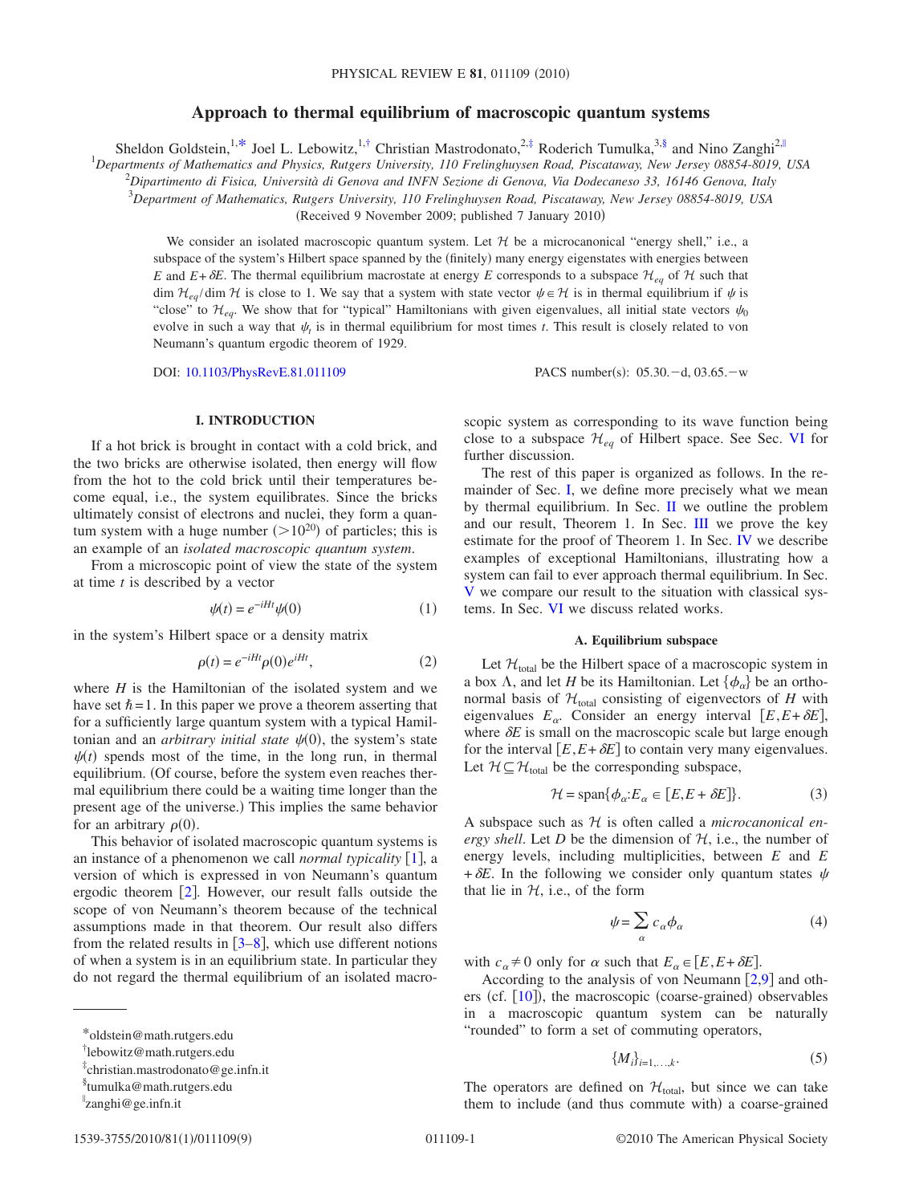# Approach to thermal equilibrium of macroscopic quantum systems

Sheldon Goldstein,[1,*] Joel L. Lebowitz,[1,†] Christian Mastrodonato,[2,‡] Roderich Tumulka,[3,§] and Nino Zanghì[2,‖]

[1]Departments of Mathematics and Physics, Rutgers University, 110 Frelinghuysen Road, Piscataway, New Jersey 08854-8019, USA

[2]Dipartimento di Fisica, Università di Genova and INFN Sezione di Genova, Via Dodecaneso 33, 16146 Genova, Italy

[3]Department of Mathematics, Rutgers University, 110 Frelinghuysen Road, Piscataway, New Jersey 08854-8019, USA

(Received 9 November 2009; published 7 January 2010)

We consider an isolated macroscopic quantum system. Let $\mathcal{H}$ be a microcanonical "energy shell," i.e., a subspace of the system's Hilbert space spanned by the (finitely) many energy eigenstates with energies between $E$ and $E+\delta E$. The thermal equilibrium macrostate at energy $E$ corresponds to a subspace $\mathcal{H}_{eq}$ of $\mathcal{H}$ such that $\dim \mathcal{H}_{eq}/\dim \mathcal{H}$ is close to 1. We say that a system with state vector $\psi \in \mathcal{H}$ is in thermal equilibrium if $\psi$ is "close" to $\mathcal{H}_{eq}$. We show that for "typical" Hamiltonians with given eigenvalues, all initial state vectors $\psi_0$ evolve in such a way that $\psi_t$ is in thermal equilibrium for most times $t$. This result is closely related to von Neumann's quantum ergodic theorem of 1929.

DOI: 10.1103/PhysRevE.81.011109 PACS number(s): 05.30.−d, 03.65.−w

## I. INTRODUCTION

If a hot brick is brought in contact with a cold brick, and the two bricks are otherwise isolated, then energy will flow from the hot to the cold brick until their temperatures become equal, i.e., the system equilibrates. Since the bricks ultimately consist of electrons and nuclei, they form a quantum system with a huge number ($>10^{20}$) of particles; this is an example of an *isolated macroscopic quantum system*.

From a microscopic point of view the state of the system at time $t$ is described by a vector

$$\psi(t) = e^{-iHt}\psi(0) \tag{1}$$

in the system's Hilbert space or a density matrix

$$\rho(t) = e^{-iHt}\rho(0)e^{iHt}, \tag{2}$$

where $H$ is the Hamiltonian of the isolated system and we have set $\hbar=1$. In this paper we prove a theorem asserting that for a sufficiently large quantum system with a typical Hamiltonian and an *arbitrary initial state* $\psi(0)$, the system's state $\psi(t)$ spends most of the time, in the long run, in thermal equilibrium. (Of course, before the system even reaches thermal equilibrium there could be a waiting time longer than the present age of the universe.) This implies the same behavior for an arbitrary $\rho(0)$.

This behavior of isolated macroscopic quantum systems is an instance of a phenomenon we call *normal typicality* [1], a version of which is expressed in von Neumann's quantum ergodic theorem [2]. However, our result falls outside the scope of von Neumann's theorem because of the technical assumptions made in that theorem. Our result also differs from the related results in [3–8], which use different notions of when a system is in an equilibrium state. In particular they do not regard the thermal equilibrium of an isolated macroscopic system as corresponding to its wave function being close to a subspace $\mathcal{H}_{eq}$ of Hilbert space. See Sec. VI for further discussion.

The rest of this paper is organized as follows. In the remainder of Sec. I, we define more precisely what we mean by thermal equilibrium. In Sec. II we outline the problem and our result, Theorem 1. In Sec. III we prove the key estimate for the proof of Theorem 1. In Sec. IV we describe examples of exceptional Hamiltonians, illustrating how a system can fail to ever approach thermal equilibrium. In Sec. V we compare our result to the situation with classical systems. In Sec. VI we discuss related works.

### A. Equilibrium subspace

Let $\mathcal{H}_{\text{total}}$ be the Hilbert space of a macroscopic system in a box $\Lambda$, and let $H$ be its Hamiltonian. Let $\{\phi_\alpha\}$ be an orthonormal basis of $\mathcal{H}_{\text{total}}$ consisting of eigenvectors of $H$ with eigenvalues $E_\alpha$. Consider an energy interval $[E,E+\delta E]$, where $\delta E$ is small on the macroscopic scale but large enough for the interval $[E,E+\delta E]$ to contain very many eigenvalues. Let $\mathcal{H} \subseteq \mathcal{H}_{\text{total}}$ be the corresponding subspace,

$$\mathcal{H} = \text{span}\{\phi_\alpha : E_\alpha \in [E,E+\delta E]\}. \tag{3}$$

A subspace such as $\mathcal{H}$ is often called a *microcanonical energy shell*. Let $D$ be the dimension of $\mathcal{H}$, i.e., the number of energy levels, including multiplicities, between $E$ and $E+\delta E$. In the following we consider only quantum states $\psi$ that lie in $\mathcal{H}$, i.e., of the form

$$\psi = \sum_\alpha c_\alpha \phi_\alpha \tag{4}$$

with $c_\alpha \neq 0$ only for $\alpha$ such that $E_\alpha \in [E,E+\delta E]$.

According to the analysis of von Neumann [2,9] and others (cf. [10]), the macroscopic (coarse-grained) observables in a macroscopic quantum system can be naturally "rounded" to form a set of commuting operators,

$$\{M_i\}_{i=1,\ldots,k}. \tag{5}$$

The operators are defined on $\mathcal{H}_{\text{total}}$, but since we can take them to include (and thus commute with) a coarse-grained

---

*oldstein@math.rutgers.edu

†lebowitz@math.rutgers.edu

‡christian.mastrodonato@ge.infn.it

§tumulka@math.rutgers.edu

‖zanghi@ge.infn.it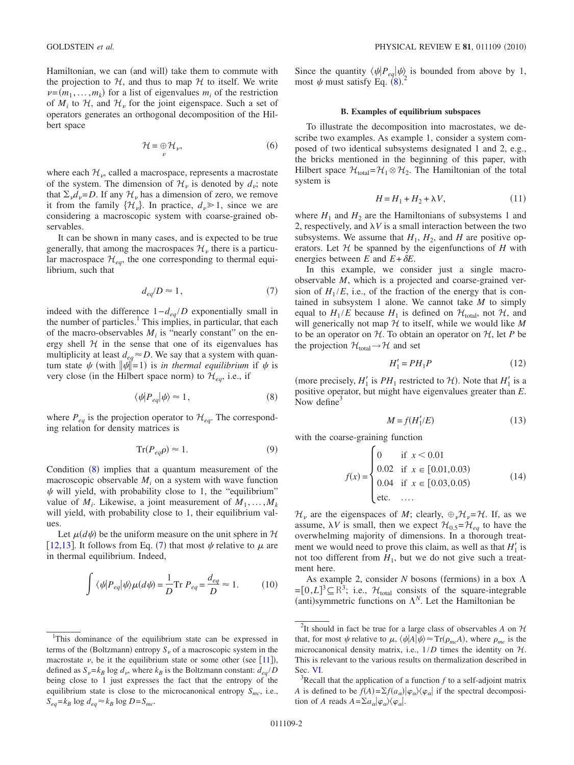Hamiltonian, we can (and will) take them to commute with the projection to $\mathcal{H}$, and thus to map $\mathcal{H}$ to itself. We write $\nu=(m_1,\ldots,m_k)$ for a list of eigenvalues $m_i$ of the restriction of $M_i$ to $\mathcal{H}$, and $\mathcal{H}_\nu$ for the joint eigenspace. Such a set of operators generates an orthogonal decomposition of the Hilbert space

$$\mathcal{H}=\bigoplus_\nu \mathcal{H}_\nu, \tag{6}$$

where each $\mathcal{H}_\nu$, called a macrospace, represents a macrostate of the system. The dimension of $\mathcal{H}_\nu$ is denoted by $d_\nu$; note that $\Sigma_\nu d_\nu = D$. If any $\mathcal{H}_\nu$ has a dimension of zero, we remove it from the family $\{\mathcal{H}_\nu\}$. In practice, $d_\nu \gg 1$, since we are considering a macroscopic system with coarse-grained observables.

It can be shown in many cases, and is expected to be true generally, that among the macrospaces $\mathcal{H}_\nu$ there is a particular macrospace $\mathcal{H}_{eq}$, the one corresponding to thermal equilibrium, such that

$$d_{eq}/D \approx 1, \tag{7}$$

indeed with the difference $1-d_{eq}/D$ exponentially small in the number of particles.[1] This implies, in particular, that each of the macro-observables $M_i$ is "nearly constant" on the energy shell $\mathcal{H}$ in the sense that one of its eigenvalues has multiplicity at least $d_{eq}\approx D$. We say that a system with quantum state $\psi$ (with $\|\psi\|=1$) is *in thermal equilibrium* if $\psi$ is very close (in the Hilbert space norm) to $\mathcal{H}_{eq}$, i.e., if

$$\langle\psi|P_{eq}|\psi\rangle \approx 1, \tag{8}$$

where $P_{eq}$ is the projection operator to $\mathcal{H}_{eq}$. The corresponding relation for density matrices is

$$\mathrm{Tr}(P_{eq}\rho)\approx 1. \tag{9}$$

Condition (8) implies that a quantum measurement of the macroscopic observable $M_i$ on a system with wave function $\psi$ will yield, with probability close to 1, the "equilibrium" value of $M_i$. Likewise, a joint measurement of $M_1,\ldots,M_k$ will yield, with probability close to 1, their equilibrium values.

Let $\mu(d\psi)$ be the uniform measure on the unit sphere in $\mathcal{H}$ [12,13]. It follows from Eq. (7) that most $\psi$ relative to $\mu$ are in thermal equilibrium. Indeed,

$$\int \langle\psi|P_{eq}|\psi\rangle\mu(d\psi)=\frac{1}{D}\mathrm{Tr}\,P_{eq}=\frac{d_{eq}}{D}\approx 1. \tag{10}$$

Since the quantity $\langle\psi|P_{eq}|\psi\rangle$ is bounded from above by 1, most $\psi$ must satisfy Eq. (8).[2]

### B. Examples of equilibrium subspaces

To illustrate the decomposition into macrostates, we describe two examples. As example 1, consider a system composed of two identical subsystems designated 1 and 2, e.g., the bricks mentioned in the beginning of this paper, with Hilbert space $\mathcal{H}_{\text{total}}=\mathcal{H}_1\otimes\mathcal{H}_2$. The Hamiltonian of the total system is

$$H=H_1+H_2+\lambda V, \tag{11}$$

where $H_1$ and $H_2$ are the Hamiltonians of subsystems 1 and 2, respectively, and $\lambda V$ is a small interaction between the two subsystems. We assume that $H_1$, $H_2$, and $H$ are positive operators. Let $\mathcal{H}$ be spanned by the eigenfunctions of $H$ with energies between $E$ and $E+\delta E$.

In this example, we consider just a single macro-observable $M$, which is a projected and coarse-grained version of $H_1/E$, i.e., of the fraction of the energy that is contained in subsystem 1 alone. We cannot take $M$ to simply equal to $H_1/E$ because $H_1$ is defined on $\mathcal{H}_{\text{total}}$, not $\mathcal{H}$, and will generically not map $\mathcal{H}$ to itself, while we would like $M$ to be an operator on $\mathcal{H}$. To obtain an operator on $\mathcal{H}$, let $P$ be the projection $\mathcal{H}_{\text{total}}\to\mathcal{H}$ and set

$$H_1'=PH_1P \tag{12}$$

(more precisely, $H_1'$ is $PH_1$ restricted to $\mathcal{H}$). Note that $H_1'$ is a positive operator, but might have eigenvalues greater than $E$. Now define[3]

$$M=f(H_1'/E) \tag{13}$$

with the coarse-graining function

$$f(x)=\begin{cases}0 & \text{if } x<0.01\\ 0.02 & \text{if } x\in[0.01,0.03)\\ 0.04 & \text{if } x\in[0.03,0.05)\\ \text{etc.} & \ldots\end{cases} \tag{14}$$

$\mathcal{H}_\nu$ are the eigenspaces of $M$; clearly, $\oplus_\nu\mathcal{H}_\nu=\mathcal{H}$. If, as we assume, $\lambda V$ is small, then we expect $\mathcal{H}_{0.5}=\mathcal{H}_{eq}$ to have the overwhelming majority of dimensions. In a thorough treatment we would need to prove this claim, as well as that $H_1'$ is not too different from $H_1$, but we do not give such a treatment here.

As example 2, consider $N$ bosons (fermions) in a box $\Lambda=[0,L]^3\subseteq\mathbb{R}^3$; i.e., $\mathcal{H}_{\text{total}}$ consists of the square-integrable (anti)symmetric functions on $\Lambda^N$. Let the Hamiltonian be

---

[1] This dominance of the equilibrium state can be expressed in terms of the (Boltzmann) entropy $S_\nu$ of a macroscopic system in the macrostate $\nu$, be it the equilibrium state or some other (see [11]), defined as $S_\nu=k_B\log d_\nu$, where $k_B$ is the Boltzmann constant: $d_{eq}/D$ being close to 1 just expresses the fact that the entropy of the equilibrium state is close to the microcanonical entropy $S_{mc}$, i.e., $S_{eq}=k_B\log d_{eq}\approx k_B\log D=S_{mc}$.

[2] It should in fact be true for a large class of observables $A$ on $\mathcal{H}$ that, for most $\psi$ relative to $\mu$, $\langle\psi|A|\psi\rangle\approx\mathrm{Tr}(\rho_{mc}A)$, where $\rho_{mc}$ is the microcanonical density matrix, i.e., $1/D$ times the identity on $\mathcal{H}$. This is relevant to the various results on thermalization described in Sec. VI.

[3] Recall that the application of a function $f$ to a self-adjoint matrix $A$ is defined to be $f(A)=\Sigma f(a_\alpha)|\varphi_\alpha\rangle\langle\varphi_\alpha|$ if the spectral decomposition of $A$ reads $A=\Sigma a_\alpha|\varphi_\alpha\rangle\langle\varphi_\alpha|$.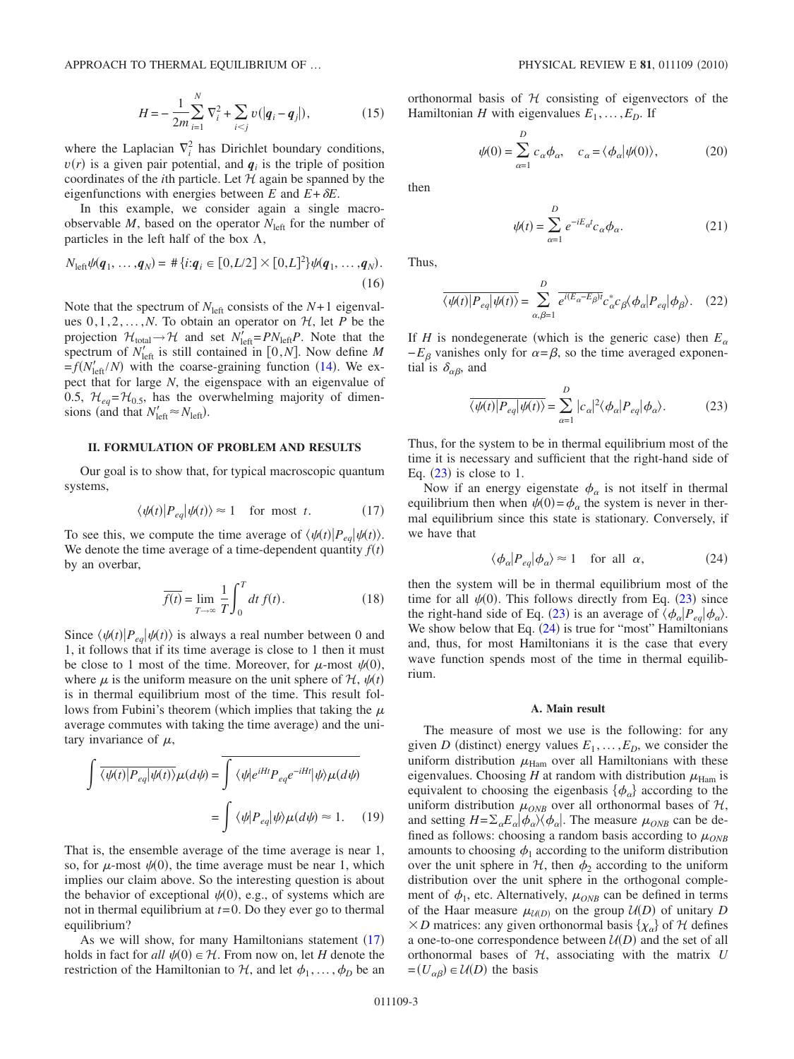$$H = -\frac{1}{2m}\sum_{i=1}^{N} \nabla_i^2 + \sum_{i<j} v(|\boldsymbol{q}_i - \boldsymbol{q}_j|), \tag{15}$$

where the Laplacian $\nabla_i^2$ has Dirichlet boundary conditions, $v(r)$ is a given pair potential, and $\boldsymbol{q}_i$ is the triple of position coordinates of the $i$th particle. Let $\mathcal{H}$ again be spanned by the eigenfunctions with energies between $E$ and $E+\delta E$.

In this example, we consider again a single macro-observable $M$, based on the operator $N_{\text{left}}$ for the number of particles in the left half of the box $\Lambda$,

$$N_{\text{left}}\psi(\boldsymbol{q}_1, \ldots, \boldsymbol{q}_N) = \#\{i: \boldsymbol{q}_i \in [0, L/2] \times [0, L]^2\}\psi(\boldsymbol{q}_1, \ldots, \boldsymbol{q}_N). \tag{16}$$

Note that the spectrum of $N_{\text{left}}$ consists of the $N+1$ eigenvalues $0, 1, 2, \ldots, N$. To obtain an operator on $\mathcal{H}$, let $P$ be the projection $\mathcal{H}_{\text{total}} \to \mathcal{H}$ and set $N'_{\text{left}} = PN_{\text{left}}P$. Note that the spectrum of $N'_{\text{left}}$ is still contained in $[0, N]$. Now define $M = f(N'_{\text{left}}/N)$ with the coarse-graining function (14). We expect that for large $N$, the eigenspace with an eigenvalue of 0.5, $\mathcal{H}_{eq} = \mathcal{H}_{0.5}$, has the overwhelming majority of dimensions (and that $N'_{\text{left}} \approx N_{\text{left}}$).

## II. FORMULATION OF PROBLEM AND RESULTS

Our goal is to show that, for typical macroscopic quantum systems,

$$\langle \psi(t) | P_{eq} | \psi(t) \rangle \approx 1 \quad \text{for most } t. \tag{17}$$

To see this, we compute the time average of $\langle \psi(t) | P_{eq} | \psi(t) \rangle$. We denote the time average of a time-dependent quantity $f(t)$ by an overbar,

$$\overline{f(t)} = \lim_{T\to\infty} \frac{1}{T}\int_0^T dt\, f(t). \tag{18}$$

Since $\langle \psi(t) | P_{eq} | \psi(t) \rangle$ is always a real number between 0 and 1, it follows that if its time average is close to 1 then it must be close to 1 most of the time. Moreover, for $\mu$-most $\psi(0)$, where $\mu$ is the uniform measure on the unit sphere of $\mathcal{H}$, $\psi(t)$ is in thermal equilibrium most of the time. This result follows from Fubini's theorem (which implies that taking the $\mu$ average commutes with taking the time average) and the unitary invariance of $\mu$,

$$\int \overline{\langle \psi(t) | P_{eq} | \psi(t) \rangle}\mu(d\psi) = \overline{\int \langle \psi | e^{iHt} P_{eq} e^{-iHt} | \psi \rangle \mu(d\psi)}$$

$$= \int \langle \psi | P_{eq} | \psi \rangle \mu(d\psi) \approx 1. \tag{19}$$

That is, the ensemble average of the time average is near 1, so, for $\mu$-most $\psi(0)$, the time average must be near 1, which implies our claim above. So the interesting question is about the behavior of exceptional $\psi(0)$, e.g., of systems which are not in thermal equilibrium at $t=0$. Do they ever go to thermal equilibrium?

As we will show, for many Hamiltonians statement (17) holds in fact for *all* $\psi(0) \in \mathcal{H}$. From now on, let $H$ denote the restriction of the Hamiltonian to $\mathcal{H}$, and let $\phi_1, \ldots, \phi_D$ be an orthonormal basis of $\mathcal{H}$ consisting of eigenvectors of the Hamiltonian $H$ with eigenvalues $E_1, \ldots, E_D$. If

$$\psi(0) = \sum_{\alpha=1}^{D} c_\alpha \phi_\alpha, \quad c_\alpha = \langle \phi_\alpha | \psi(0) \rangle, \tag{20}$$

then

$$\psi(t) = \sum_{\alpha=1}^{D} e^{-iE_\alpha t} c_\alpha \phi_\alpha. \tag{21}$$

Thus,

$$\overline{\langle \psi(t) | P_{eq} | \psi(t) \rangle} = \sum_{\alpha,\beta=1}^{D} \overline{e^{i(E_\alpha - E_\beta)t}} c_\alpha^* c_\beta \langle \phi_\alpha | P_{eq} | \phi_\beta \rangle. \tag{22}$$

If $H$ is nondegenerate (which is the generic case) then $E_\alpha - E_\beta$ vanishes only for $\alpha = \beta$, so the time averaged exponential is $\delta_{\alpha\beta}$, and

$$\overline{\langle \psi(t) | P_{eq} | \psi(t) \rangle} = \sum_{\alpha=1}^{D} |c_\alpha|^2 \langle \phi_\alpha | P_{eq} | \phi_\alpha \rangle. \tag{23}$$

Thus, for the system to be in thermal equilibrium most of the time it is necessary and sufficient that the right-hand side of Eq. (23) is close to 1.

Now if an energy eigenstate $\phi_\alpha$ is not itself in thermal equilibrium then when $\psi(0) = \phi_\alpha$ the system is never in thermal equilibrium since this state is stationary. Conversely, if we have that

$$\langle \phi_\alpha | P_{eq} | \phi_\alpha \rangle \approx 1 \quad \text{for all } \alpha, \tag{24}$$

then the system will be in thermal equilibrium most of the time for all $\psi(0)$. This follows directly from Eq. (23) since the right-hand side of Eq. (23) is an average of $\langle \phi_\alpha | P_{eq} | \phi_\alpha \rangle$. We show below that Eq. (24) is true for "most" Hamiltonians and, thus, for most Hamiltonians it is the case that every wave function spends most of the time in thermal equilibrium.

### A. Main result

The measure of most we use is the following: for any given $D$ (distinct) energy values $E_1, \ldots, E_D$, we consider the uniform distribution $\mu_{\text{Ham}}$ over all Hamiltonians with these eigenvalues. Choosing $H$ at random with distribution $\mu_{\text{Ham}}$ is equivalent to choosing the eigenbasis $\{\phi_\alpha\}$ according to the uniform distribution $\mu_{ONB}$ over all orthonormal bases of $\mathcal{H}$, and setting $H = \sum_\alpha E_\alpha |\phi_\alpha\rangle\langle\phi_\alpha|$. The measure $\mu_{ONB}$ can be defined as follows: choosing a random basis according to $\mu_{ONB}$ amounts to choosing $\phi_1$ according to the uniform distribution over the unit sphere in $\mathcal{H}$, then $\phi_2$ according to the uniform distribution over the unit sphere in the orthogonal complement of $\phi_1$, etc. Alternatively, $\mu_{ONB}$ can be defined in terms of the Haar measure $\mu_{\mathcal{U}(D)}$ on the group $\mathcal{U}(D)$ of unitary $D \times D$ matrices: any given orthonormal basis $\{\chi_\alpha\}$ of $\mathcal{H}$ defines a one-to-one correspondence between $\mathcal{U}(D)$ and the set of all orthonormal bases of $\mathcal{H}$, associating with the matrix $U = (U_{\alpha\beta}) \in \mathcal{U}(D)$ the basis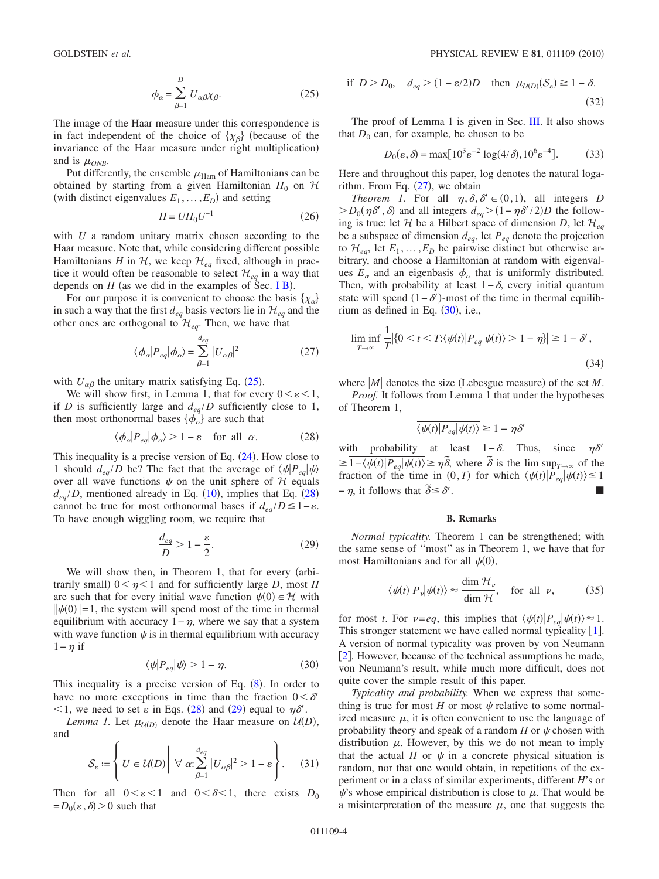$$\phi_\alpha = \sum_{\beta=1}^{D} U_{\alpha\beta}\chi_\beta. \tag{25}$$

The image of the Haar measure under this correspondence is in fact independent of the choice of $\{\chi_\beta\}$ (because of the invariance of the Haar measure under right multiplication) and is $\mu_{ONB}$.

Put differently, the ensemble $\mu_{\text{Ham}}$ of Hamiltonians can be obtained by starting from a given Hamiltonian $H_0$ on $\mathcal{H}$ (with distinct eigenvalues $E_1, \ldots, E_D$) and setting

$$H = UH_0U^{-1} \tag{26}$$

with $U$ a random unitary matrix chosen according to the Haar measure. Note that, while considering different possible Hamiltonians $H$ in $\mathcal{H}$, we keep $\mathcal{H}_{eq}$ fixed, although in practice it would often be reasonable to select $\mathcal{H}_{eq}$ in a way that depends on $H$ (as we did in the examples of Sec. I B).

For our purpose it is convenient to choose the basis $\{\chi_\alpha\}$ in such a way that the first $d_{eq}$ basis vectors lie in $\mathcal{H}_{eq}$ and the other ones are orthogonal to $\mathcal{H}_{eq}$. Then, we have that

$$\langle \phi_\alpha | P_{eq} | \phi_\alpha \rangle = \sum_{\beta=1}^{d_{eq}} |U_{\alpha\beta}|^2 \tag{27}$$

with $U_{\alpha\beta}$ the unitary matrix satisfying Eq. (25).

We will show first, in Lemma 1, that for every $0<\varepsilon<1$, if $D$ is sufficiently large and $d_{eq}/D$ sufficiently close to 1, then most orthonormal bases $\{\phi_\alpha\}$ are such that

$$\langle \phi_\alpha | P_{eq} | \phi_\alpha \rangle > 1 - \varepsilon \quad \text{for all } \alpha. \tag{28}$$

This inequality is a precise version of Eq. (24). How close to 1 should $d_{eq}/D$ be? The fact that the average of $\langle\psi|P_{eq}|\psi\rangle$ over all wave functions $\psi$ on the unit sphere of $\mathcal{H}$ equals $d_{eq}/D$, mentioned already in Eq. (10), implies that Eq. (28) cannot be true for most orthonormal bases if $d_{eq}/D \le 1-\varepsilon$. To have enough wiggling room, we require that

$$\frac{d_{eq}}{D} > 1 - \frac{\varepsilon}{2}. \tag{29}$$

We will show then, in Theorem 1, that for every (arbitrarily small) $0<\eta<1$ and for sufficiently large $D$, most $H$ are such that for every initial wave function $\psi(0)\in\mathcal{H}$ with $\|\psi(0)\|=1$, the system will spend most of the time in thermal equilibrium with accuracy $1-\eta$, where we say that a system with wave function $\psi$ is in thermal equilibrium with accuracy $1-\eta$ if

$$\langle \psi | P_{eq} | \psi \rangle > 1 - \eta. \tag{30}$$

This inequality is a precise version of Eq. (8). In order to have no more exceptions in time than the fraction $0<\delta'<1$, we need to set $\varepsilon$ in Eqs. (28) and (29) equal to $\eta\delta'$.

*Lemma 1.* Let $\mu_{\mathcal{U}(D)}$ denote the Haar measure on $\mathcal{U}(D)$, and

$$\mathcal{S}_\varepsilon := \left\{ U \in \mathcal{U}(D) \,\middle|\, \forall\, \alpha: \sum_{\beta=1}^{d_{eq}} |U_{\alpha\beta}|^2 > 1-\varepsilon \right\}. \tag{31}$$

Then for all $0<\varepsilon<1$ and $0<\delta<1$, there exists $D_0 = D_0(\varepsilon,\delta)>0$ such that

$$\text{if } D > D_0, \quad d_{eq} > (1-\varepsilon/2)D \quad \text{then } \mu_{\mathcal{U}(D)}(\mathcal{S}_\varepsilon) \ge 1-\delta. \tag{32}$$

The proof of Lemma 1 is given in Sec. III. It also shows that $D_0$ can, for example, be chosen to be

$$D_0(\varepsilon,\delta) = \max[10^3\varepsilon^{-2}\log(4/\delta), 10^6\varepsilon^{-4}]. \tag{33}$$

Here and throughout this paper, log denotes the natural logarithm. From Eq. (27), we obtain

*Theorem 1.* For all $\eta,\delta,\delta'\in(0,1)$, all integers $D > D_0(\eta\delta',\delta)$ and all integers $d_{eq}>(1-\eta\delta'/2)D$ the following is true: let $\mathcal{H}$ be a Hilbert space of dimension $D$, let $\mathcal{H}_{eq}$ be a subspace of dimension $d_{eq}$, let $P_{eq}$ denote the projection to $\mathcal{H}_{eq}$, let $E_1,\ldots,E_D$ be pairwise distinct but otherwise arbitrary, and choose a Hamiltonian at random with eigenvalues $E_\alpha$ and an eigenbasis $\phi_\alpha$ that is uniformly distributed. Then, with probability at least $1-\delta$, every initial quantum state will spend $(1-\delta')$-most of the time in thermal equilibrium as defined in Eq. (30), i.e.,

$$\liminf_{T\to\infty} \frac{1}{T}\left|\{0<t<T: \langle\psi(t)|P_{eq}|\psi(t)\rangle > 1-\eta\}\right| \ge 1-\delta', \tag{34}$$

where $|M|$ denotes the size (Lebesgue measure) of the set $M$.

*Proof.* It follows from Lemma 1 that under the hypotheses of Theorem 1,

$$\overline{\langle\psi(t)|P_{eq}|\psi(t)\rangle} \ge 1-\eta\delta'$$

with probability at least $1-\delta$. Thus, since $\eta\delta' \ge \overline{1-\langle\psi(t)|P_{eq}|\psi(t)\rangle} \ge \eta\tilde{\delta}$, where $\tilde{\delta}$ is the lim $\sup_{T\to\infty}$ of the fraction of the time in $(0,T)$ for which $\langle\psi(t)|P_{eq}|\psi(t)\rangle \le 1-\eta$, it follows that $\tilde{\delta}\le\delta'$. ∎

### B. Remarks

*Normal typicality.* Theorem 1 can be strengthened; with the same sense of "most" as in Theorem 1, we have that for most Hamiltonians and for all $\psi(0)$,

$$\langle\psi(t)|P_\nu|\psi(t)\rangle \approx \frac{\dim \mathcal{H}_\nu}{\dim \mathcal{H}}, \quad \text{for all } \nu, \tag{35}$$

for most $t$. For $\nu = eq$, this implies that $\langle\psi(t)|P_{eq}|\psi(t)\rangle \approx 1$. This stronger statement we have called normal typicality [1]. A version of normal typicality was proven by von Neumann [2]. However, because of the technical assumptions he made, von Neumann's result, while much more difficult, does not quite cover the simple result of this paper.

*Typicality and probability.* When we express that something is true for most $H$ or most $\psi$ relative to some normalized measure $\mu$, it is often convenient to use the language of probability theory and speak of a random $H$ or $\psi$ chosen with distribution $\mu$. However, by this we do not mean to imply that the actual $H$ or $\psi$ in a concrete physical situation is random, nor that one would obtain, in repetitions of the experiment or in a class of similar experiments, different $H$'s or $\psi$'s whose empirical distribution is close to $\mu$. That would be a misinterpretation of the measure $\mu$, one that suggests the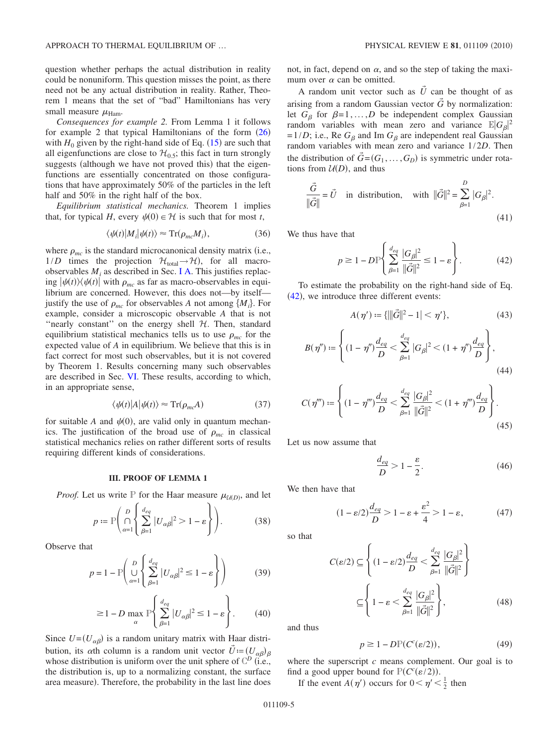question whether perhaps the actual distribution in reality could be nonuniform. This question misses the point, as there need not be any actual distribution in reality. Rather, Theorem 1 means that the set of "bad" Hamiltonians has very small measure $\mu_{\text{Ham}}$.

*Consequences for example 2.* From Lemma 1 it follows for example 2 that typical Hamiltonians of the form (26) with $H_0$ given by the right-hand side of Eq. (15) are such that all eigenfunctions are close to $\mathcal{H}_{0.5}$; this fact in turn strongly suggests (although we have not proved this) that the eigenfunctions are essentially concentrated on those configurations that have approximately 50% of the particles in the left half and 50% in the right half of the box.

*Equilibrium statistical mechanics.* Theorem 1 implies that, for typical $H$, every $\psi(0) \in \mathcal{H}$ is such that for most $t$,

$$\langle \psi(t)|M_i|\psi(t)\rangle \approx \text{Tr}(\rho_{mc}M_i), \tag{36}$$

where $\rho_{mc}$ is the standard microcanonical density matrix (i.e., $1/D$ times the projection $\mathcal{H}_{\text{total}} \to \mathcal{H}$), for all macro-observables $M_i$ as described in Sec. I A. This justifies replacing $|\psi(t)\rangle\langle\psi(t)|$ with $\rho_{mc}$ as far as macro-observables in equilibrium are concerned. However, this does not—by itself—justify the use of $\rho_{mc}$ for observables $A$ not among $\{M_i\}$. For example, consider a microscopic observable $A$ that is not "nearly constant" on the energy shell $\mathcal{H}$. Then, standard equilibrium statistical mechanics tells us to use $\rho_{mc}$ for the expected value of $A$ in equilibrium. We believe that this is in fact correct for most such observables, but it is not covered by Theorem 1. Results concerning many such observables are described in Sec. VI. These results, according to which, in an appropriate sense,

$$\langle \psi(t)|A|\psi(t)\rangle \approx \text{Tr}(\rho_{mc}A) \tag{37}$$

for suitable $A$ and $\psi(0)$, are valid only in quantum mechanics. The justification of the broad use of $\rho_{mc}$ in classical statistical mechanics relies on rather different sorts of results requiring different kinds of considerations.

## III. PROOF OF LEMMA 1

*Proof.* Let us write $\mathbb{P}$ for the Haar measure $\mu_{\mathcal{U}(D)}$, and let

$$p := \mathbb{P}\left(\bigcap_{\alpha=1}^{D}\left\{\sum_{\beta=1}^{d_{eq}}|U_{\alpha\beta}|^2 > 1-\varepsilon\right\}\right). \tag{38}$$

Observe that

$$p = 1 - \mathbb{P}\left(\bigcup_{\alpha=1}^{D}\left\{\sum_{\beta=1}^{d_{eq}}|U_{\alpha\beta}|^2 \le 1-\varepsilon\right\}\right) \tag{39}$$

$$\ge 1 - D\max_{\alpha}\mathbb{P}\left\{\sum_{\beta=1}^{d_{eq}}|U_{\alpha\beta}|^2 \le 1-\varepsilon\right\}. \tag{40}$$

Since $U=(U_{\alpha\beta})$ is a random unitary matrix with Haar distribution, its $\alpha$th column is a random unit vector $\vec{U} := (U_{\alpha\beta})_\beta$ whose distribution is uniform over the unit sphere of $\mathbb{C}^D$ (i.e., the distribution is, up to a normalizing constant, the surface area measure). Therefore, the probability in the last line does not, in fact, depend on $\alpha$, and so the step of taking the maximum over $\alpha$ can be omitted.

A random unit vector such as $\vec{U}$ can be thought of as arising from a random Gaussian vector $\vec{G}$ by normalization: let $G_\beta$ for $\beta=1,\ldots,D$ be independent complex Gaussian random variables with mean zero and variance $\mathbb{E}|G_\beta|^2 = 1/D$; i.e., Re $G_\beta$ and Im $G_\beta$ are independent real Gaussian random variables with mean zero and variance $1/2D$. Then the distribution of $\vec{G}=(G_1,\ldots,G_D)$ is symmetric under rotations from $\mathcal{U}(D)$, and thus

$$\frac{\vec{G}}{\|\vec{G}\|} = \vec{U} \quad \text{in distribution,} \quad \text{with } \|\vec{G}\|^2 = \sum_{\beta=1}^{D}|G_\beta|^2. \tag{41}$$

We thus have that

$$p \ge 1 - D\mathbb{P}\left\{\sum_{\beta=1}^{d_{eq}}\frac{|G_\beta|^2}{\|\vec{G}\|^2} \le 1-\varepsilon\right\}. \tag{42}$$

To estimate the probability on the right-hand side of Eq. (42), we introduce three different events:

$$A(\eta') := \{|\|\vec{G}\|^2 - 1| < \eta'\}, \tag{43}$$

$$B(\eta'') := \left\{(1-\eta'')\frac{d_{eq}}{D} < \sum_{\beta=1}^{d_{eq}}|G_\beta|^2 < (1+\eta'')\frac{d_{eq}}{D}\right\}, \tag{44}$$

$$C(\eta''') := \left\{(1-\eta''')\frac{d_{eq}}{D} < \sum_{\beta=1}^{d_{eq}}\frac{|G_\beta|^2}{\|\vec{G}\|^2} < (1+\eta''')\frac{d_{eq}}{D}\right\}. \tag{45}$$

Let us now assume that

$$\frac{d_{eq}}{D} > 1 - \frac{\varepsilon}{2}. \tag{46}$$

We then have that

$$(1-\varepsilon/2)\frac{d_{eq}}{D} > 1 - \varepsilon + \frac{\varepsilon^2}{4} > 1-\varepsilon, \tag{47}$$

so that

$$C(\varepsilon/2) \subseteq \left\{(1-\varepsilon/2)\frac{d_{eq}}{D} < \sum_{\beta=1}^{d_{eq}}\frac{|G_\beta|^2}{\|\vec{G}\|^2}\right\}$$

$$\subseteq \left\{1-\varepsilon < \sum_{\beta=1}^{d_{eq}}\frac{|G_\beta|^2}{\|\vec{G}\|^2}\right\}, \tag{48}$$

and thus

$$p \ge 1 - D\mathbb{P}(C^c(\varepsilon/2)), \tag{49}$$

where the superscript $c$ means complement. Our goal is to find a good upper bound for $\mathbb{P}(C^c(\varepsilon/2))$.

If the event $A(\eta')$ occurs for $0 < \eta' < \frac{1}{2}$ then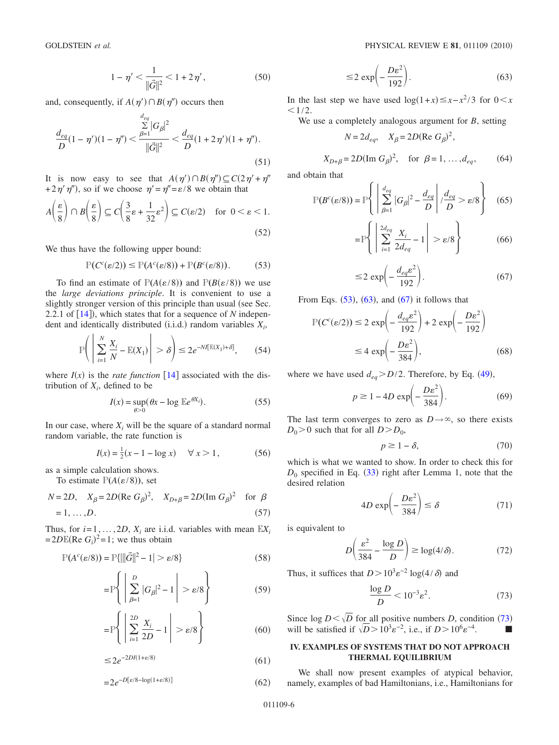$$1 - \eta' < \frac{1}{\|\vec{G}\|^2} < 1 + 2\eta', \tag{50}$$

and, consequently, if $A(\eta') \cap B(\eta'')$ occurs then

$$\frac{d_{eq}}{D}(1-\eta')(1-\eta'') < \frac{\sum_{\beta=1}^{d_{eq}} |G_\beta|^2}{\|\vec{G}\|^2} < \frac{d_{eq}}{D}(1+2\eta')(1+\eta''). \tag{51}$$

It is now easy to see that $A(\eta') \cap B(\eta'') \subseteq C(2\eta' + \eta'' + 2\eta'\eta'')$, so if we choose $\eta' = \eta'' = \varepsilon/8$ we obtain that

$$A\left(\frac{\varepsilon}{8}\right) \cap B\left(\frac{\varepsilon}{8}\right) \subseteq C\left(\frac{3}{8}\varepsilon + \frac{1}{32}\varepsilon^2\right) \subseteq C(\varepsilon/2) \quad \text{for } 0 < \varepsilon < 1. \tag{52}$$

We thus have the following upper bound:

$$\mathbb{P}(C^c(\varepsilon/2)) \leq \mathbb{P}(A^c(\varepsilon/8)) + \mathbb{P}(B^c(\varepsilon/8)). \tag{53}$$

To find an estimate of $\mathbb{P}(A(\varepsilon/8))$ and $\mathbb{P}(B(\varepsilon/8))$ we use the *large deviations principle*. It is convenient to use a slightly stronger version of this principle than usual (see Sec. 2.2.1 of [14]), which states that for a sequence of $N$ independent and identically distributed (i.i.d.) random variables $X_i$,

$$\mathbb{P}\left(\left|\sum_{i=1}^{N} \frac{X_i}{N} - \mathbb{E}(X_1)\right| > \delta\right) \leq 2e^{-NI[\mathbb{E}(X_1)+\delta]}, \tag{54}$$

where $I(x)$ is the *rate function* [14] associated with the distribution of $X_i$, defined to be

$$I(x) = \sup_{\theta > 0}(\theta x - \log \mathbb{E}e^{\theta X_i}). \tag{55}$$

In our case, where $X_i$ will be the square of a standard normal random variable, the rate function is

$$I(x) = \tfrac{1}{2}(x - 1 - \log x) \quad \forall\, x > 1, \tag{56}$$

as a simple calculation shows.

To estimate $\mathbb{P}(A(\varepsilon/8))$, set

$$N = 2D, \quad X_\beta = 2D(\mathrm{Re}\, G_\beta)^2, \quad X_{D+\beta} = 2D(\mathrm{Im}\, G_\beta)^2 \quad \text{for } \beta = 1, \ldots, D. \tag{57}$$

Thus, for $i = 1, \ldots, 2D$, $X_i$ are i.i.d. variables with mean $\mathbb{E}X_i = 2D\mathbb{E}(\mathrm{Re}\, G_i)^2 = 1$; we thus obtain

$$\mathbb{P}(A^c(\varepsilon/8)) = \mathbb{P}\{|\|\vec{G}\|^2 - 1| > \varepsilon/8\} \tag{58}$$

$$= \mathbb{P}\left\{\left|\sum_{\beta=1}^{D} |G_\beta|^2 - 1\right| > \varepsilon/8\right\} \tag{59}$$

$$= \mathbb{P}\left\{\left|\sum_{i=1}^{2D} \frac{X_i}{2D} - 1\right| > \varepsilon/8\right\} \tag{60}$$

$$\leq 2e^{-2DI(1+\varepsilon/8)} \tag{61}$$

$$= 2e^{-D[\varepsilon/8 - \log(1+\varepsilon/8)]} \tag{62}$$

$$\leq 2\exp\left(-\frac{D\varepsilon^2}{192}\right). \tag{63}$$

In the last step we have used $\log(1+x) \leq x - x^2/3$ for $0 < x < 1/2$.

We use a completely analogous argument for $B$, setting

$$N = 2d_{eq}, \quad X_\beta = 2D(\mathrm{Re}\, G_\beta)^2,$$

$$X_{D+\beta} = 2D(\mathrm{Im}\, G_\beta)^2, \quad \text{for } \beta = 1, \ldots, d_{eq}, \tag{64}$$

and obtain that

$$\mathbb{P}(B^c(\varepsilon/8)) = \mathbb{P}\left\{\left|\sum_{\beta=1}^{d_{eq}} |G_\beta|^2 - \frac{d_{eq}}{D}\right| / \frac{d_{eq}}{D} > \varepsilon/8\right\} \tag{65}$$

$$= \mathbb{P}\left\{\left|\sum_{i=1}^{2d_{eq}} \frac{X_i}{2d_{eq}} - 1\right| > \varepsilon/8\right\} \tag{66}$$

$$\leq 2\exp\left(-\frac{d_{eq}\varepsilon^2}{192}\right). \tag{67}$$

From Eqs. (53), (63), and (67) it follows that

$$\mathbb{P}(C^c(\varepsilon/2)) \leq 2\exp\left(-\frac{d_{eq}\varepsilon^2}{192}\right) + 2\exp\left(-\frac{D\varepsilon^2}{192}\right)$$

$$\leq 4\exp\left(-\frac{D\varepsilon^2}{384}\right), \tag{68}$$

where we have used $d_{eq} > D/2$. Therefore, by Eq. (49),

$$p \geq 1 - 4D\exp\left(-\frac{D\varepsilon^2}{384}\right). \tag{69}$$

The last term converges to zero as $D \to \infty$, so there exists $D_0 > 0$ such that for all $D > D_0$,

$$p \geq 1 - \delta, \tag{70}$$

which is what we wanted to show. In order to check this for $D_0$ specified in Eq. (33) right after Lemma 1, note that the desired relation

$$4D\exp\left(-\frac{D\varepsilon^2}{384}\right) \leq \delta \tag{71}$$

is equivalent to

$$D\left(\frac{\varepsilon^2}{384} - \frac{\log D}{D}\right) \geq \log(4/\delta). \tag{72}$$

Thus, it suffices that $D > 10^3\varepsilon^{-2}\log(4/\delta)$ and

$$\frac{\log D}{D} < 10^{-3}\varepsilon^2. \tag{73}$$

Since $\log D < \sqrt{D}$ for all positive numbers $D$, condition (73) will be satisfied if $\sqrt{D} > 10^3\varepsilon^{-2}$, i.e., if $D > 10^6\varepsilon^{-4}$. ■

## IV. EXAMPLES OF SYSTEMS THAT DO NOT APPROACH THERMAL EQUILIBRIUM

We shall now present examples of atypical behavior, namely, examples of bad Hamiltonians, i.e., Hamiltonians for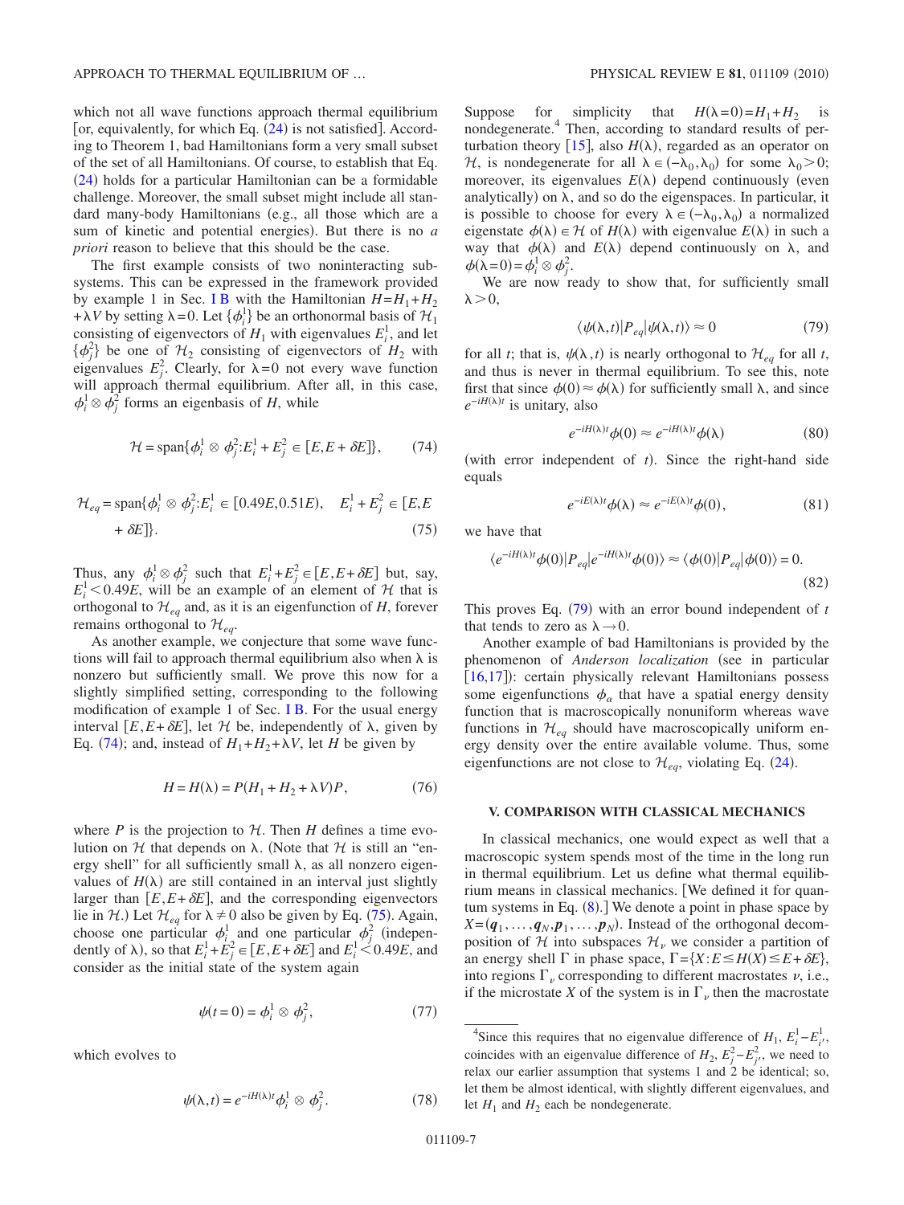which not all wave functions approach thermal equilibrium [or, equivalently, for which Eq. (24) is not satisfied]. According to Theorem 1, bad Hamiltonians form a very small subset of the set of all Hamiltonians. Of course, to establish that Eq. (24) holds for a particular Hamiltonian can be a formidable challenge. Moreover, the small subset might include all standard many-body Hamiltonians (e.g., all those which are a sum of kinetic and potential energies). But there is no *a priori* reason to believe that this should be the case.

The first example consists of two noninteracting subsystems. This can be expressed in the framework provided by example 1 in Sec. I B with the Hamiltonian $H=H_1+H_2+\lambda V$ by setting $\lambda=0$. Let $\{\phi_i^1\}$ be an orthonormal basis of $\mathcal{H}_1$ consisting of eigenvectors of $H_1$ with eigenvalues $E_i^1$, and let $\{\phi_j^2\}$ be one of $\mathcal{H}_2$ consisting of eigenvectors of $H_2$ with eigenvalues $E_j^2$. Clearly, for $\lambda=0$ not every wave function will approach thermal equilibrium. After all, in this case, $\phi_i^1 \otimes \phi_j^2$ forms an eigenbasis of $H$, while

$$\mathcal{H} = \text{span}\{\phi_i^1 \otimes \phi_j^2 : E_i^1 + E_j^2 \in [E, E+\delta E]\}, \tag{74}$$

$$\mathcal{H}_{eq} = \text{span}\{\phi_i^1 \otimes \phi_j^2 : E_i^1 \in [0.49E, 0.51E), \quad E_i^1 + E_j^2 \in [E, E + \delta E]\}. \tag{75}$$

Thus, any $\phi_i^1 \otimes \phi_j^2$ such that $E_i^1 + E_j^2 \in [E, E+\delta E]$ but, say, $E_i^1 < 0.49E$, will be an example of an element of $\mathcal{H}$ that is orthogonal to $\mathcal{H}_{eq}$ and, as it is an eigenfunction of $H$, forever remains orthogonal to $\mathcal{H}_{eq}$.

As another example, we conjecture that some wave functions will fail to approach thermal equilibrium also when $\lambda$ is nonzero but sufficiently small. We prove this now for a slightly simplified setting, corresponding to the following modification of example 1 of Sec. I B. For the usual energy interval $[E, E+\delta E]$, let $\mathcal{H}$ be, independently of $\lambda$, given by Eq. (74); and, instead of $H_1 + H_2 + \lambda V$, let $H$ be given by

$$H = H(\lambda) = P(H_1 + H_2 + \lambda V)P, \tag{76}$$

where $P$ is the projection to $\mathcal{H}$. Then $H$ defines a time evolution on $\mathcal{H}$ that depends on $\lambda$. (Note that $\mathcal{H}$ is still an "energy shell" for all sufficiently small $\lambda$, as all nonzero eigenvalues of $H(\lambda)$ are still contained in an interval just slightly larger than $[E, E+\delta E]$, and the corresponding eigenvectors lie in $\mathcal{H}$.) Let $\mathcal{H}_{eq}$ for $\lambda \neq 0$ also be given by Eq. (75). Again, choose one particular $\phi_i^1$ and one particular $\phi_j^2$ (independently of $\lambda$), so that $E_i^1 + E_j^2 \in [E, E+\delta E]$ and $E_i^1 < 0.49E$, and consider as the initial state of the system again

$$\psi(t=0) = \phi_i^1 \otimes \phi_j^2, \tag{77}$$

which evolves to

$$\psi(\lambda, t) = e^{-iH(\lambda)t} \phi_i^1 \otimes \phi_j^2. \tag{78}$$

Suppose for simplicity that $H(\lambda=0)=H_1+H_2$ is nondegenerate.[4] Then, according to standard results of perturbation theory [15], also $H(\lambda)$, regarded as an operator on $\mathcal{H}$, is nondegenerate for all $\lambda \in (-\lambda_0, \lambda_0)$ for some $\lambda_0 > 0$; moreover, its eigenvalues $E(\lambda)$ depend continuously (even analytically) on $\lambda$, and so do the eigenspaces. In particular, it is possible to choose for every $\lambda \in (-\lambda_0, \lambda_0)$ a normalized eigenstate $\phi(\lambda) \in \mathcal{H}$ of $H(\lambda)$ with eigenvalue $E(\lambda)$ in such a way that $\phi(\lambda)$ and $E(\lambda)$ depend continuously on $\lambda$, and $\phi(\lambda=0) = \phi_i^1 \otimes \phi_j^2$.

We are now ready to show that, for sufficiently small $\lambda > 0$,

$$\langle \psi(\lambda, t) | P_{eq} | \psi(\lambda, t) \rangle \approx 0 \tag{79}$$

for all $t$; that is, $\psi(\lambda, t)$ is nearly orthogonal to $\mathcal{H}_{eq}$ for all $t$, and thus is never in thermal equilibrium. To see this, note first that since $\phi(0) \approx \phi(\lambda)$ for sufficiently small $\lambda$, and since $e^{-iH(\lambda)t}$ is unitary, also

$$e^{-iH(\lambda)t}\phi(0) \approx e^{-iH(\lambda)t}\phi(\lambda) \tag{80}$$

(with error independent of $t$). Since the right-hand side equals

$$e^{-iE(\lambda)t}\phi(\lambda) \approx e^{-iE(\lambda)t}\phi(0), \tag{81}$$

we have that

$$\langle e^{-iH(\lambda)t}\phi(0) | P_{eq} | e^{-iH(\lambda)t}\phi(0) \rangle \approx \langle \phi(0) | P_{eq} | \phi(0) \rangle = 0. \tag{82}$$

This proves Eq. (79) with an error bound independent of $t$ that tends to zero as $\lambda \to 0$.

Another example of bad Hamiltonians is provided by the phenomenon of *Anderson localization* (see in particular [16,17]): certain physically relevant Hamiltonians possess some eigenfunctions $\phi_\alpha$ that have a spatial energy density function that is macroscopically nonuniform whereas wave functions in $\mathcal{H}_{eq}$ should have macroscopically uniform energy density over the entire available volume. Thus, some eigenfunctions are not close to $\mathcal{H}_{eq}$, violating Eq. (24).

## V. COMPARISON WITH CLASSICAL MECHANICS

In classical mechanics, one would expect as well that a macroscopic system spends most of the time in the long run in thermal equilibrium. Let us define what thermal equilibrium means in classical mechanics. [We defined it for quantum systems in Eq. (8).] We denote a point in phase space by $X = (\boldsymbol{q}_1, \ldots, \boldsymbol{q}_N, \boldsymbol{p}_1, \ldots, \boldsymbol{p}_N)$. Instead of the orthogonal decomposition of $\mathcal{H}$ into subspaces $\mathcal{H}_\nu$ we consider a partition of an energy shell $\Gamma$ in phase space, $\Gamma = \{X : E \leq H(X) \leq E + \delta E\}$, into regions $\Gamma_\nu$ corresponding to different macrostates $\nu$, i.e., if the microstate $X$ of the system is in $\Gamma_\nu$ then the macrostate

[4] Since this requires that no eigenvalue difference of $H_1$, $E_i^1 - E_{i'}^1$, coincides with an eigenvalue difference of $H_2$, $E_j^2 - E_{j'}^2$, we need to relax our earlier assumption that systems 1 and 2 be identical; so, let them be almost identical, with slightly different eigenvalues, and let $H_1$ and $H_2$ each be nondegenerate.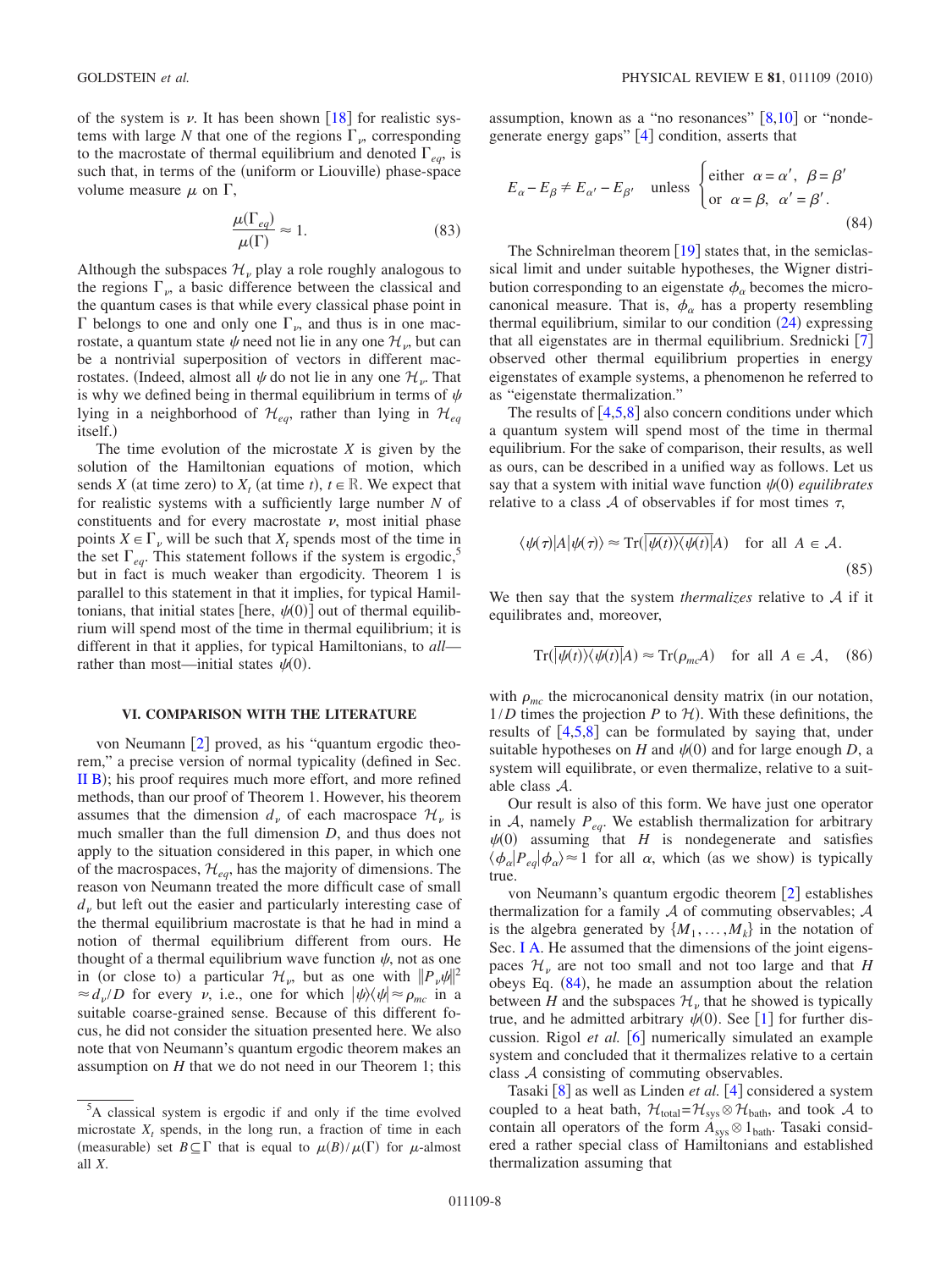of the system is $\nu$. It has been shown [18] for realistic systems with large $N$ that one of the regions $\Gamma_\nu$, corresponding to the macrostate of thermal equilibrium and denoted $\Gamma_{eq}$, is such that, in terms of the (uniform or Liouville) phase-space volume measure $\mu$ on $\Gamma$,

$$\frac{\mu(\Gamma_{eq})}{\mu(\Gamma)} \approx 1. \tag{83}$$

Although the subspaces $\mathcal{H}_\nu$ play a role roughly analogous to the regions $\Gamma_\nu$, a basic difference between the classical and the quantum cases is that while every classical phase point in $\Gamma$ belongs to one and only one $\Gamma_\nu$, and thus is in one macrostate, a quantum state $\psi$ need not lie in any one $\mathcal{H}_\nu$, but can be a nontrivial superposition of vectors in different macrostates. (Indeed, almost all $\psi$ do not lie in any one $\mathcal{H}_\nu$. That is why we defined being in thermal equilibrium in terms of $\psi$ lying in a neighborhood of $\mathcal{H}_{eq}$, rather than lying in $\mathcal{H}_{eq}$ itself.)

The time evolution of the microstate $X$ is given by the solution of the Hamiltonian equations of motion, which sends $X$ (at time zero) to $X_t$ (at time $t$), $t \in \mathbb{R}$. We expect that for realistic systems with a sufficiently large number $N$ of constituents and for every macrostate $\nu$, most initial phase points $X \in \Gamma_\nu$ will be such that $X_t$ spends most of the time in the set $\Gamma_{eq}$. This statement follows if the system is ergodic,[5] but in fact is much weaker than ergodicity. Theorem 1 is parallel to this statement in that it implies, for typical Hamiltonians, that initial states [here, $\psi(0)$] out of thermal equilibrium will spend most of the time in thermal equilibrium; it is different in that it applies, for typical Hamiltonians, to *all*—rather than most—initial states $\psi(0)$.

## VI. COMPARISON WITH THE LITERATURE

von Neumann [2] proved, as his "quantum ergodic theorem," a precise version of normal typicality (defined in Sec. II B); his proof requires much more effort, and more refined methods, than our proof of Theorem 1. However, his theorem assumes that the dimension $d_\nu$ of each macrospace $\mathcal{H}_\nu$ is much smaller than the full dimension $D$, and thus does not apply to the situation considered in this paper, in which one of the macrospaces, $\mathcal{H}_{eq}$, has the majority of dimensions. The reason von Neumann treated the more difficult case of small $d_\nu$ but left out the easier and particularly interesting case of the thermal equilibrium macrostate is that he had in mind a notion of thermal equilibrium different from ours. He thought of a thermal equilibrium wave function $\psi$, not as one in (or close to) a particular $\mathcal{H}_\nu$, but as one with $\|P_\nu\psi\|^2 \approx d_\nu/D$ for every $\nu$, i.e., one for which $|\psi\rangle\langle\psi| \approx \rho_{mc}$ in a suitable coarse-grained sense. Because of this different focus, he did not consider the situation presented here. We also note that von Neumann's quantum ergodic theorem makes an assumption on $H$ that we do not need in our Theorem 1; this assumption, known as a "no resonances" [8,10] or "nondegenerate energy gaps" [4] condition, asserts that

$$E_\alpha - E_\beta \neq E_{\alpha'} - E_{\beta'} \quad \text{unless} \begin{cases} \text{either } \alpha = \alpha', \ \beta = \beta' \\ \text{or } \alpha = \beta, \ \alpha' = \beta'. \end{cases} \tag{84}$$

The Schnirelman theorem [19] states that, in the semiclassical limit and under suitable hypotheses, the Wigner distribution corresponding to an eigenstate $\phi_\alpha$ becomes the microcanonical measure. That is, $\phi_\alpha$ has a property resembling thermal equilibrium, similar to our condition (24) expressing that all eigenstates are in thermal equilibrium. Srednicki [7] observed other thermal equilibrium properties in energy eigenstates of example systems, a phenomenon he referred to as "eigenstate thermalization."

The results of [4,5,8] also concern conditions under which a quantum system will spend most of the time in thermal equilibrium. For the sake of comparison, their results, as well as ours, can be described in a unified way as follows. Let us say that a system with initial wave function $\psi(0)$ *equilibrates* relative to a class $\mathcal{A}$ of observables if for most times $\tau$,

$$\langle\psi(\tau)|A|\psi(\tau)\rangle \approx \mathrm{Tr}(\overline{|\psi(t)\rangle\langle\psi(t)|}A) \quad \text{for all } A \in \mathcal{A}. \tag{85}$$

We then say that the system *thermalizes* relative to $\mathcal{A}$ if it equilibrates and, moreover,

$$\mathrm{Tr}(\overline{|\psi(t)\rangle\langle\psi(t)|}A) \approx \mathrm{Tr}(\rho_{mc}A) \quad \text{for all } A \in \mathcal{A}, \tag{86}$$

with $\rho_{mc}$ the microcanonical density matrix (in our notation, $1/D$ times the projection $P$ to $\mathcal{H}$). With these definitions, the results of [4,5,8] can be formulated by saying that, under suitable hypotheses on $H$ and $\psi(0)$ and for large enough $D$, a system will equilibrate, or even thermalize, relative to a suitable class $\mathcal{A}$.

Our result is also of this form. We have just one operator in $\mathcal{A}$, namely $P_{eq}$. We establish thermalization for arbitrary $\psi(0)$ assuming that $H$ is nondegenerate and satisfies $\langle\phi_\alpha|P_{eq}|\phi_\alpha\rangle \approx 1$ for all $\alpha$, which (as we show) is typically true.

von Neumann's quantum ergodic theorem [2] establishes thermalization for a family $\mathcal{A}$ of commuting observables; $\mathcal{A}$ is the algebra generated by $\{M_1, \ldots, M_k\}$ in the notation of Sec. I A. He assumed that the dimensions of the joint eigenspaces $\mathcal{H}_\nu$ are not too small and not too large and that $H$ obeys Eq. (84), he made an assumption about the relation between $H$ and the subspaces $\mathcal{H}_\nu$ that he showed is typically true, and he admitted arbitrary $\psi(0)$. See [1] for further discussion. Rigol *et al.* [6] numerically simulated an example system and concluded that it thermalizes relative to a certain class $\mathcal{A}$ consisting of commuting observables.

Tasaki [8] as well as Linden *et al.* [4] considered a system coupled to a heat bath, $\mathcal{H}_{\text{total}} = \mathcal{H}_{\text{sys}} \otimes \mathcal{H}_{\text{bath}}$, and took $\mathcal{A}$ to contain all operators of the form $A_{\text{sys}} \otimes 1_{\text{bath}}$. Tasaki considered a rather special class of Hamiltonians and established thermalization assuming that

---

[5] A classical system is ergodic if and only if the time evolved microstate $X_t$ spends, in the long run, a fraction of time in each (measurable) set $B \subseteq \Gamma$ that is equal to $\mu(B)/\mu(\Gamma)$ for $\mu$-almost all $X$.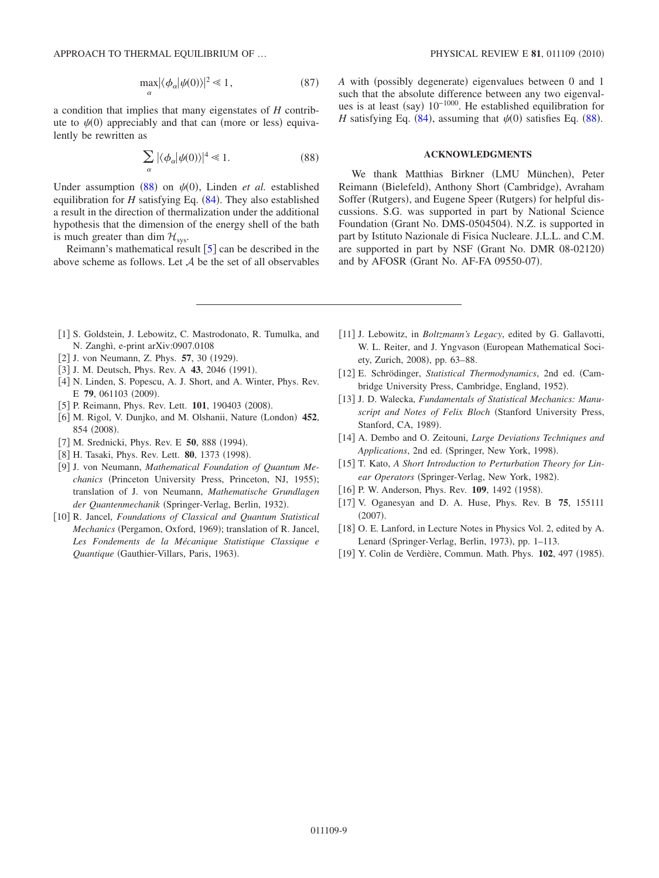$$\max_{\alpha} |\langle \phi_\alpha | \psi(0) \rangle|^2 \ll 1, \tag{87}$$

a condition that implies that many eigenstates of $H$ contribute to $\psi(0)$ appreciably and that can (more or less) equivalently be rewritten as

$$\sum_{\alpha} |\langle \phi_\alpha | \psi(0) \rangle|^4 \ll 1. \tag{88}$$

Under assumption (88) on $\psi(0)$, Linden *et al.* established equilibration for $H$ satisfying Eq. (84). They also established a result in the direction of thermalization under the additional hypothesis that the dimension of the energy shell of the bath is much greater than $\dim \mathcal{H}_{\text{sys}}$.

Reimann's mathematical result [5] can be described in the above scheme as follows. Let $\mathcal{A}$ be the set of all observables $A$ with (possibly degenerate) eigenvalues between 0 and 1 such that the absolute difference between any two eigenvalues is at least (say) $10^{-1000}$. He established equilibration for $H$ satisfying Eq. (84), assuming that $\psi(0)$ satisfies Eq. (88).

## ACKNOWLEDGMENTS

We thank Matthias Birkner (LMU München), Peter Reimann (Bielefeld), Anthony Short (Cambridge), Avraham Soffer (Rutgers), and Eugene Speer (Rutgers) for helpful discussions. S.G. was supported in part by National Science Foundation (Grant No. DMS-0504504). N.Z. is supported in part by Istituto Nazionale di Fisica Nucleare. J.L.L. and C.M. are supported in part by NSF (Grant No. DMR 08-02120) and by AFOSR (Grant No. AF-FA 09550-07).

---

[1] S. Goldstein, J. Lebowitz, C. Mastrodonato, R. Tumulka, and N. Zanghì, e-print arXiv:0907.0108

[2] J. von Neumann, Z. Phys. **57**, 30 (1929).

[3] J. M. Deutsch, Phys. Rev. A **43**, 2046 (1991).

[4] N. Linden, S. Popescu, A. J. Short, and A. Winter, Phys. Rev. E **79**, 061103 (2009).

[5] P. Reimann, Phys. Rev. Lett. **101**, 190403 (2008).

[6] M. Rigol, V. Dunjko, and M. Olshanii, Nature (London) **452**, 854 (2008).

[7] M. Srednicki, Phys. Rev. E **50**, 888 (1994).

[8] H. Tasaki, Phys. Rev. Lett. **80**, 1373 (1998).

[9] J. von Neumann, *Mathematical Foundation of Quantum Mechanics* (Princeton University Press, Princeton, NJ, 1955); translation of J. von Neumann, *Mathematische Grundlagen der Quantenmechanik* (Springer-Verlag, Berlin, 1932).

[10] R. Jancel, *Foundations of Classical and Quantum Statistical Mechanics* (Pergamon, Oxford, 1969); translation of R. Jancel, *Les Fondements de la Mécanique Statistique Classique e Quantique* (Gauthier-Villars, Paris, 1963).

[11] J. Lebowitz, in *Boltzmann's Legacy*, edited by G. Gallavotti, W. L. Reiter, and J. Yngvason (European Mathematical Society, Zurich, 2008), pp. 63–88.

[12] E. Schrödinger, *Statistical Thermodynamics*, 2nd ed. (Cambridge University Press, Cambridge, England, 1952).

[13] J. D. Walecka, *Fundamentals of Statistical Mechanics: Manuscript and Notes of Felix Bloch* (Stanford University Press, Stanford, CA, 1989).

[14] A. Dembo and O. Zeitouni, *Large Deviations Techniques and Applications*, 2nd ed. (Springer, New York, 1998).

[15] T. Kato, *A Short Introduction to Perturbation Theory for Linear Operators* (Springer-Verlag, New York, 1982).

[16] P. W. Anderson, Phys. Rev. **109**, 1492 (1958).

[17] V. Oganesyan and D. A. Huse, Phys. Rev. B **75**, 155111 (2007).

[18] O. E. Lanford, in Lecture Notes in Physics Vol. 2, edited by A. Lenard (Springer-Verlag, Berlin, 1973), pp. 1–113.

[19] Y. Colin de Verdière, Commun. Math. Phys. **102**, 497 (1985).